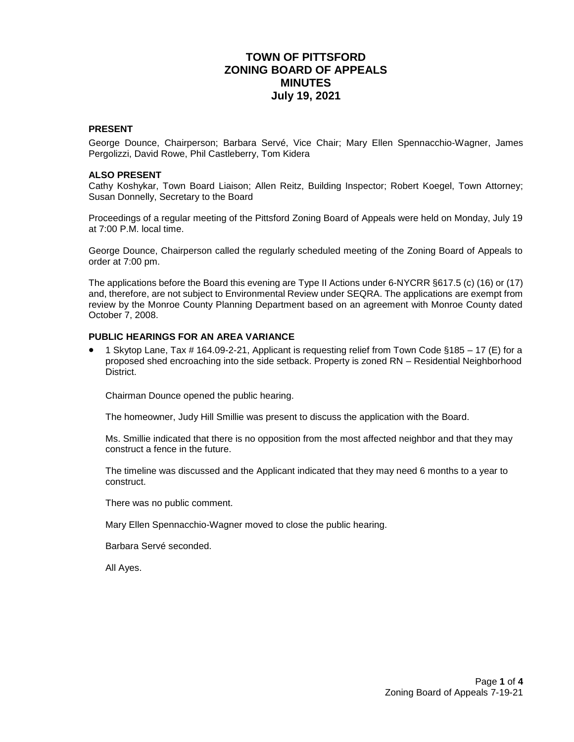# TOWN OF PITTSFORD
# ZONING BOARD OF APPEALS
# MINUTES
# July 19, 2021

**PRESENT**

George Dounce, Chairperson; Barbara Servé, Vice Chair; Mary Ellen Spennacchio-Wagner, James Pergolizzi, David Rowe, Phil Castleberry, Tom Kidera

**ALSO PRESENT**

Cathy Koshykar, Town Board Liaison; Allen Reitz, Building Inspector; Robert Koegel, Town Attorney; Susan Donnelly, Secretary to the Board

Proceedings of a regular meeting of the Pittsford Zoning Board of Appeals were held on Monday, July 19 at 7:00 P.M. local time.

George Dounce, Chairperson called the regularly scheduled meeting of the Zoning Board of Appeals to order at 7:00 pm.

The applications before the Board this evening are Type II Actions under 6-NYCRR §617.5 (c) (16) or (17) and, therefore, are not subject to Environmental Review under SEQRA. The applications are exempt from review by the Monroe County Planning Department based on an agreement with Monroe County dated October 7, 2008.

**PUBLIC HEARINGS FOR AN AREA VARIANCE**

- 1 Skytop Lane, Tax # 164.09-2-21, Applicant is requesting relief from Town Code §185 – 17 (E) for a proposed shed encroaching into the side setback. Property is zoned RN – Residential Neighborhood District.

  Chairman Dounce opened the public hearing.

  The homeowner, Judy Hill Smillie was present to discuss the application with the Board.

  Ms. Smillie indicated that there is no opposition from the most affected neighbor and that they may construct a fence in the future.

  The timeline was discussed and the Applicant indicated that they may need 6 months to a year to construct.

  There was no public comment.

  Mary Ellen Spennacchio-Wagner moved to close the public hearing.

  Barbara Servé seconded.

  All Ayes.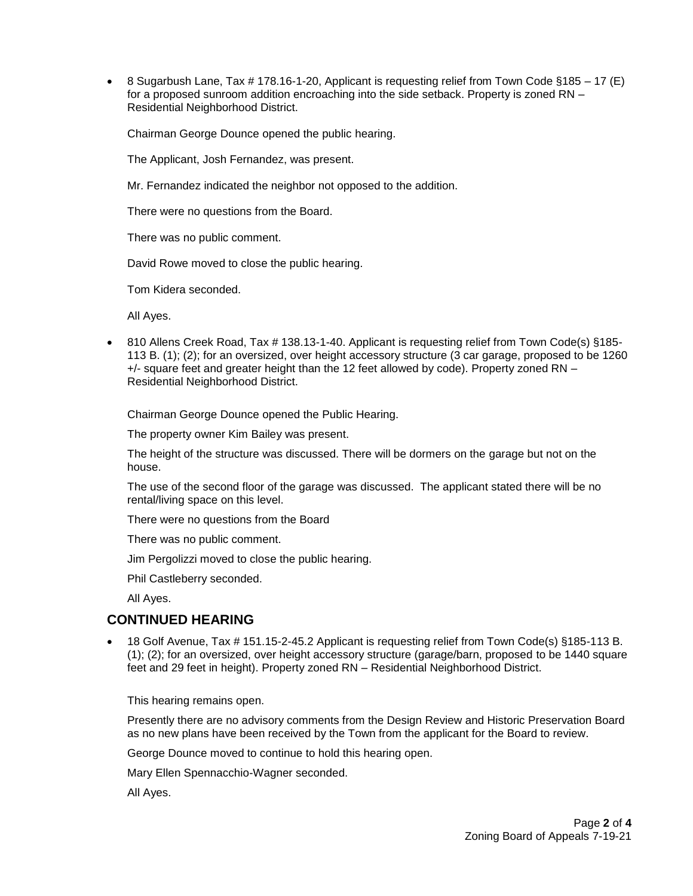- 8 Sugarbush Lane, Tax # 178.16-1-20, Applicant is requesting relief from Town Code §185 – 17 (E) for a proposed sunroom addition encroaching into the side setback. Property is zoned RN – Residential Neighborhood District.

  Chairman George Dounce opened the public hearing.

  The Applicant, Josh Fernandez, was present.

  Mr. Fernandez indicated the neighbor not opposed to the addition.

  There were no questions from the Board.

  There was no public comment.

  David Rowe moved to close the public hearing.

  Tom Kidera seconded.

  All Ayes.

- 810 Allens Creek Road, Tax # 138.13-1-40. Applicant is requesting relief from Town Code(s) §185-113 B. (1); (2); for an oversized, over height accessory structure (3 car garage, proposed to be 1260 +/- square feet and greater height than the 12 feet allowed by code). Property zoned RN – Residential Neighborhood District.

  Chairman George Dounce opened the Public Hearing.

  The property owner Kim Bailey was present.

  The height of the structure was discussed. There will be dormers on the garage but not on the house.

  The use of the second floor of the garage was discussed. The applicant stated there will be no rental/living space on this level.

  There were no questions from the Board

  There was no public comment.

  Jim Pergolizzi moved to close the public hearing.

  Phil Castleberry seconded.

  All Ayes.

## CONTINUED HEARING

- 18 Golf Avenue, Tax # 151.15-2-45.2 Applicant is requesting relief from Town Code(s) §185-113 B. (1); (2); for an oversized, over height accessory structure (garage/barn, proposed to be 1440 square feet and 29 feet in height). Property zoned RN – Residential Neighborhood District.

  This hearing remains open.

  Presently there are no advisory comments from the Design Review and Historic Preservation Board as no new plans have been received by the Town from the applicant for the Board to review.

  George Dounce moved to continue to hold this hearing open.

  Mary Ellen Spennacchio-Wagner seconded.

  All Ayes.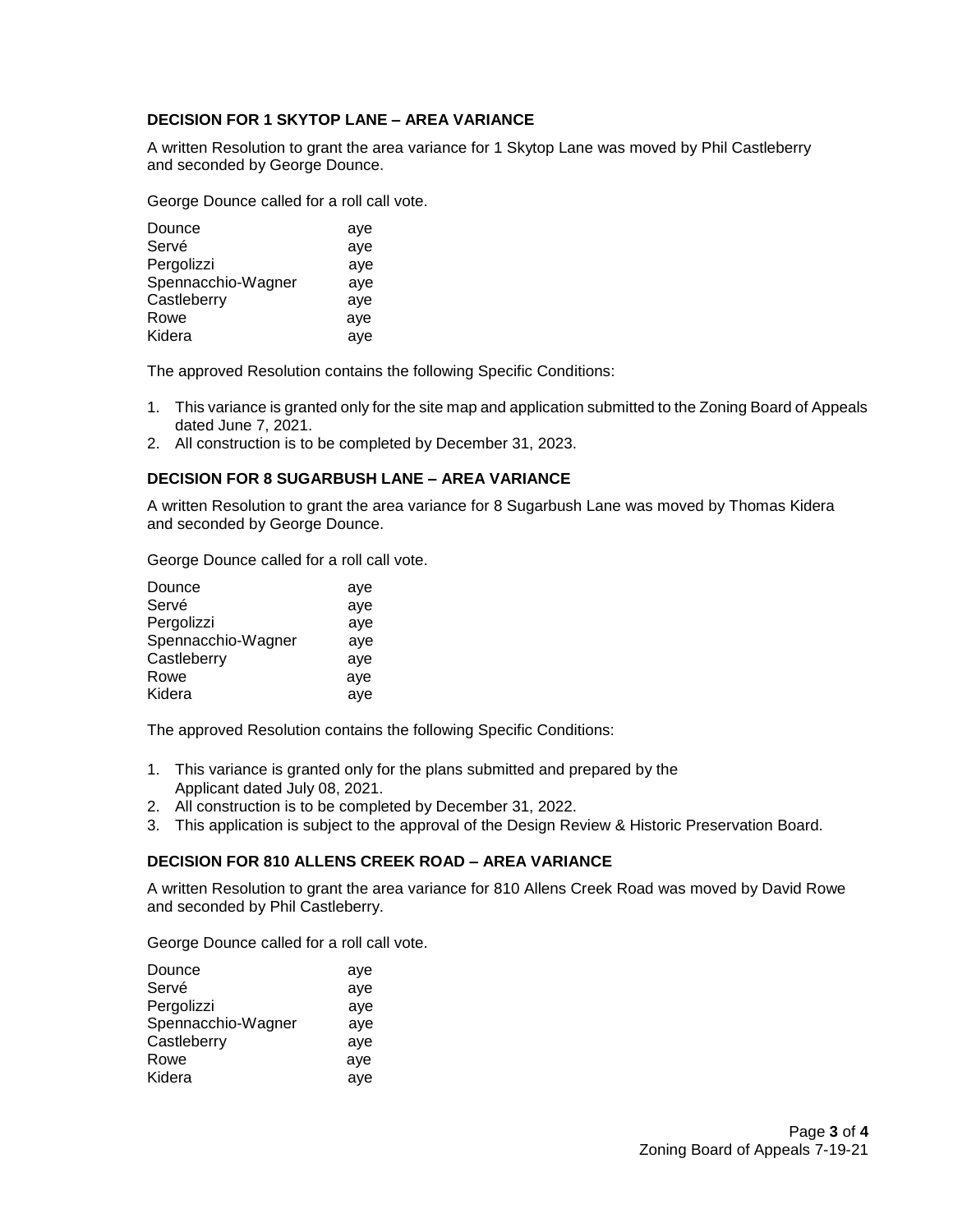### DECISION FOR 1 SKYTOP LANE – AREA VARIANCE

A written Resolution to grant the area variance for 1 Skytop Lane was moved by Phil Castleberry and seconded by George Dounce.

George Dounce called for a roll call vote.

| | |
|---|---|
| Dounce | aye |
| Servé | aye |
| Pergolizzi | aye |
| Spennacchio-Wagner | aye |
| Castleberry | aye |
| Rowe | aye |
| Kidera | aye |

The approved Resolution contains the following Specific Conditions:

1. This variance is granted only for the site map and application submitted to the Zoning Board of Appeals dated June 7, 2021.
2. All construction is to be completed by December 31, 2023.

### DECISION FOR 8 SUGARBUSH LANE – AREA VARIANCE

A written Resolution to grant the area variance for 8 Sugarbush Lane was moved by Thomas Kidera and seconded by George Dounce.

George Dounce called for a roll call vote.

| | |
|---|---|
| Dounce | aye |
| Servé | aye |
| Pergolizzi | aye |
| Spennacchio-Wagner | aye |
| Castleberry | aye |
| Rowe | aye |
| Kidera | aye |

The approved Resolution contains the following Specific Conditions:

1. This variance is granted only for the plans submitted and prepared by the Applicant dated July 08, 2021.
2. All construction is to be completed by December 31, 2022.
3. This application is subject to the approval of the Design Review & Historic Preservation Board.

### DECISION FOR 810 ALLENS CREEK ROAD – AREA VARIANCE

A written Resolution to grant the area variance for 810 Allens Creek Road was moved by David Rowe and seconded by Phil Castleberry.

George Dounce called for a roll call vote.

| | |
|---|---|
| Dounce | aye |
| Servé | aye |
| Pergolizzi | aye |
| Spennacchio-Wagner | aye |
| Castleberry | aye |
| Rowe | aye |
| Kidera | aye |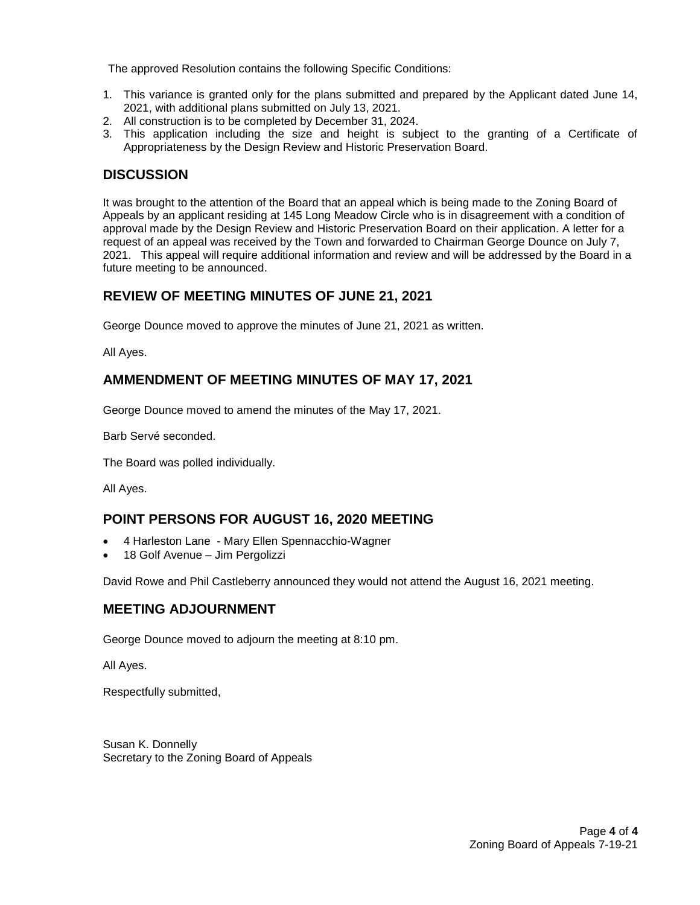The approved Resolution contains the following Specific Conditions:

1. This variance is granted only for the plans submitted and prepared by the Applicant dated June 14, 2021, with additional plans submitted on July 13, 2021.
2. All construction is to be completed by December 31, 2024.
3. This application including the size and height is subject to the granting of a Certificate of Appropriateness by the Design Review and Historic Preservation Board.

## DISCUSSION

It was brought to the attention of the Board that an appeal which is being made to the Zoning Board of Appeals by an applicant residing at 145 Long Meadow Circle who is in disagreement with a condition of approval made by the Design Review and Historic Preservation Board on their application. A letter for a request of an appeal was received by the Town and forwarded to Chairman George Dounce on July 7, 2021. This appeal will require additional information and review and will be addressed by the Board in a future meeting to be announced.

## REVIEW OF MEETING MINUTES OF JUNE 21, 2021

George Dounce moved to approve the minutes of June 21, 2021 as written.

All Ayes.

## AMMENDMENT OF MEETING MINUTES OF MAY 17, 2021

George Dounce moved to amend the minutes of the May 17, 2021.

Barb Servé seconded.

The Board was polled individually.

All Ayes.

## POINT PERSONS FOR AUGUST 16, 2020 MEETING

- 4 Harleston Lane - Mary Ellen Spennacchio-Wagner
- 18 Golf Avenue – Jim Pergolizzi

David Rowe and Phil Castleberry announced they would not attend the August 16, 2021 meeting.

## MEETING ADJOURNMENT

George Dounce moved to adjourn the meeting at 8:10 pm.

All Ayes.

Respectfully submitted,

Susan K. Donnelly
Secretary to the Zoning Board of Appeals